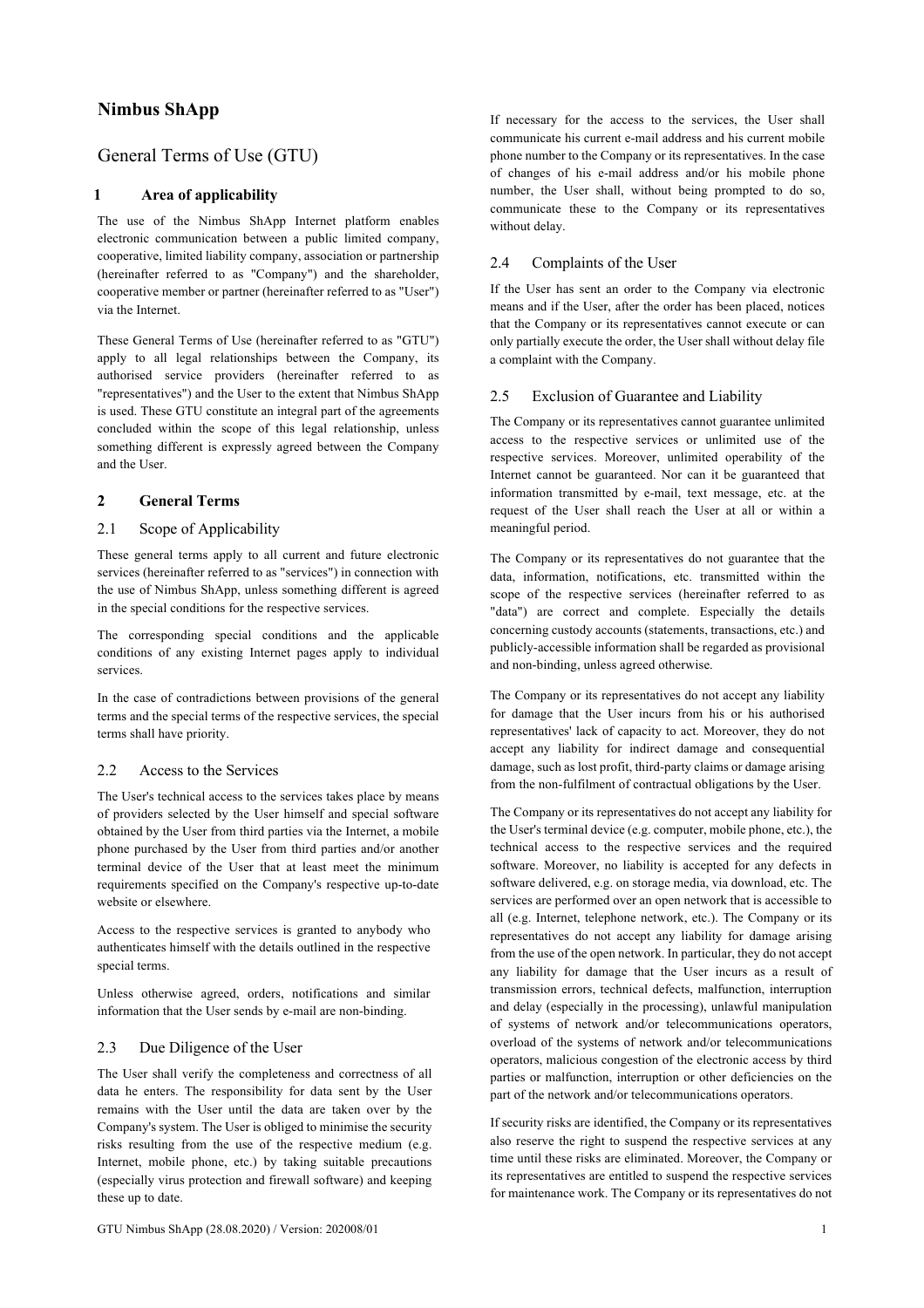# Nimbus ShApp

## General Terms of Use (GTU)

### 1 Area of applicability

The use of the Nimbus ShApp Internet platform enables electronic communication between a public limited company, cooperative, limited liability company, association or partnership (hereinafter referred to as "Company") and the shareholder, cooperative member or partner (hereinafter referred to as "User") via the Internet.

These General Terms of Use (hereinafter referred to as "GTU") apply to all legal relationships between the Company, its authorised service providers (hereinafter referred to as "representatives") and the User to the extent that Nimbus ShApp is used. These GTU constitute an integral part of the agreements concluded within the scope of this legal relationship, unless something different is expressly agreed between the Company and the User.

### 2 General Terms

#### 2.1 Scope of Applicability

These general terms apply to all current and future electronic services (hereinafter referred to as "services") in connection with the use of Nimbus ShApp, unless something different is agreed in the special conditions for the respective services.

The corresponding special conditions and the applicable conditions of any existing Internet pages apply to individual services.

In the case of contradictions between provisions of the general terms and the special terms of the respective services, the special terms shall have priority.

#### 2.2 Access to the Services

The User's technical access to the services takes place by means of providers selected by the User himself and special software obtained by the User from third parties via the Internet, a mobile phone purchased by the User from third parties and/or another terminal device of the User that at least meet the minimum requirements specified on the Company's respective up-to-date website or elsewhere.

Access to the respective services is granted to anybody who authenticates himself with the details outlined in the respective special terms.

Unless otherwise agreed, orders, notifications and similar information that the User sends by e-mail are non-binding.

#### 2.3 Due Diligence of the User

The User shall verify the completeness and correctness of all data he enters. The responsibility for data sent by the User remains with the User until the data are taken over by the Company's system. The User is obliged to minimise the security risks resulting from the use of the respective medium (e.g. Internet, mobile phone, etc.) by taking suitable precautions (especially virus protection and firewall software) and keeping these up to date.

If necessary for the access to the services, the User shall communicate his current e-mail address and his current mobile phone number to the Company or its representatives. In the case of changes of his e-mail address and/or his mobile phone number, the User shall, without being prompted to do so, communicate these to the Company or its representatives without delay.

#### 2.4 Complaints of the User

If the User has sent an order to the Company via electronic means and if the User, after the order has been placed, notices that the Company or its representatives cannot execute or can only partially execute the order, the User shall without delay file a complaint with the Company.

#### 2.5 Exclusion of Guarantee and Liability

The Company or its representatives cannot guarantee unlimited access to the respective services or unlimited use of the respective services. Moreover, unlimited operability of the Internet cannot be guaranteed. Nor can it be guaranteed that information transmitted by e-mail, text message, etc. at the request of the User shall reach the User at all or within a meaningful period.

The Company or its representatives do not guarantee that the data, information, notifications, etc. transmitted within the scope of the respective services (hereinafter referred to as "data") are correct and complete. Especially the details concerning custody accounts (statements, transactions, etc.) and publicly-accessible information shall be regarded as provisional and non-binding, unless agreed otherwise.

The Company or its representatives do not accept any liability for damage that the User incurs from his or his authorised representatives' lack of capacity to act. Moreover, they do not accept any liability for indirect damage and consequential damage, such as lost profit, third-party claims or damage arising from the non-fulfilment of contractual obligations by the User.

The Company or its representatives do not accept any liability for the User's terminal device (e.g. computer, mobile phone, etc.), the technical access to the respective services and the required software. Moreover, no liability is accepted for any defects in software delivered, e.g. on storage media, via download, etc. The services are performed over an open network that is accessible to all (e.g. Internet, telephone network, etc.). The Company or its representatives do not accept any liability for damage arising from the use of the open network. In particular, they do not accept any liability for damage that the User incurs as a result of transmission errors, technical defects, malfunction, interruption and delay (especially in the processing), unlawful manipulation of systems of network and/or telecommunications operators, overload of the systems of network and/or telecommunications operators, malicious congestion of the electronic access by third parties or malfunction, interruption or other deficiencies on the part of the network and/or telecommunications operators.

If security risks are identified, the Company or its representatives also reserve the right to suspend the respective services at any time until these risks are eliminated. Moreover, the Company or its representatives are entitled to suspend the respective services for maintenance work. The Company or its representatives do not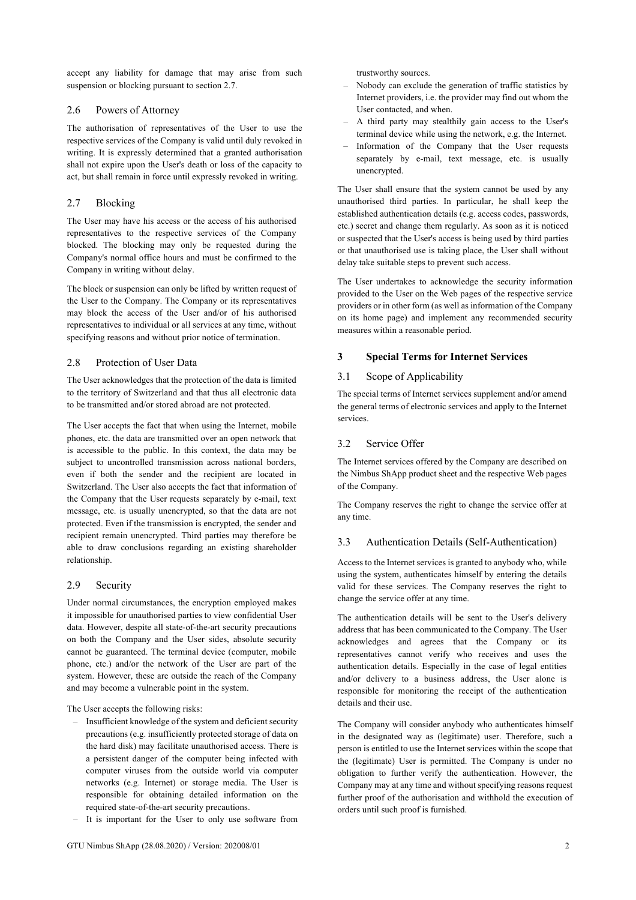accept any liability for damage that may arise from such suspension or blocking pursuant to section 2.7.

### 2.6 Powers of Attorney

The authorisation of representatives of the User to use the respective services of the Company is valid until duly revoked in writing. It is expressly determined that a granted authorisation shall not expire upon the User's death or loss of the capacity to act, but shall remain in force until expressly revoked in writing.

### 2.7 Blocking

The User may have his access or the access of his authorised representatives to the respective services of the Company blocked. The blocking may only be requested during the Company's normal office hours and must be confirmed to the Company in writing without delay.

The block or suspension can only be lifted by written request of the User to the Company. The Company or its representatives may block the access of the User and/or of his authorised representatives to individual or all services at any time, without specifying reasons and without prior notice of termination.

### 2.8 Protection of User Data

The User acknowledges that the protection of the data is limited to the territory of Switzerland and that thus all electronic data to be transmitted and/or stored abroad are not protected.

The User accepts the fact that when using the Internet, mobile phones, etc. the data are transmitted over an open network that is accessible to the public. In this context, the data may be subject to uncontrolled transmission across national borders, even if both the sender and the recipient are located in Switzerland. The User also accepts the fact that information of the Company that the User requests separately by e-mail, text message, etc. is usually unencrypted, so that the data are not protected. Even if the transmission is encrypted, the sender and recipient remain unencrypted. Third parties may therefore be able to draw conclusions regarding an existing shareholder relationship.

### 2.9 Security

Under normal circumstances, the encryption employed makes it impossible for unauthorised parties to view confidential User data. However, despite all state-of-the-art security precautions on both the Company and the User sides, absolute security cannot be guaranteed. The terminal device (computer, mobile phone, etc.) and/or the network of the User are part of the system. However, these are outside the reach of the Company and may become a vulnerable point in the system.

The User accepts the following risks:

- Insufficient knowledge of the system and deficient security precautions (e.g. insufficiently protected storage of data on the hard disk) may facilitate unauthorised access. There is a persistent danger of the computer being infected with computer viruses from the outside world via computer networks (e.g. Internet) or storage media. The User is responsible for obtaining detailed information on the required state-of-the-art security precautions.
- It is important for the User to only use software from trustworthy sources.
- Nobody can exclude the generation of traffic statistics by Internet providers, i.e. the provider may find out whom the User contacted, and when.
- A third party may stealthily gain access to the User's terminal device while using the network, e.g. the Internet.
- Information of the Company that the User requests separately by e-mail, text message, etc. is usually unencrypted.

The User shall ensure that the system cannot be used by any unauthorised third parties. In particular, he shall keep the established authentication details (e.g. access codes, passwords, etc.) secret and change them regularly. As soon as it is noticed or suspected that the User's access is being used by third parties or that unauthorised use is taking place, the User shall without delay take suitable steps to prevent such access.

The User undertakes to acknowledge the security information provided to the User on the Web pages of the respective service providers or in other form (as well as information of the Company on its home page) and implement any recommended security measures within a reasonable period.

## 3 Special Terms for Internet Services

### 3.1 Scope of Applicability

The special terms of Internet services supplement and/or amend the general terms of electronic services and apply to the Internet services.

### 3.2 Service Offer

The Internet services offered by the Company are described on the Nimbus ShApp product sheet and the respective Web pages of the Company.

The Company reserves the right to change the service offer at any time.

### 3.3 Authentication Details (Self-Authentication)

Access to the Internet services is granted to anybody who, while using the system, authenticates himself by entering the details valid for these services. The Company reserves the right to change the service offer at any time.

The authentication details will be sent to the User's delivery address that has been communicated to the Company. The User acknowledges and agrees that the Company or its representatives cannot verify who receives and uses the authentication details. Especially in the case of legal entities and/or delivery to a business address, the User alone is responsible for monitoring the receipt of the authentication details and their use.

The Company will consider anybody who authenticates himself in the designated way as (legitimate) user. Therefore, such a person is entitled to use the Internet services within the scope that the (legitimate) User is permitted. The Company is under no obligation to further verify the authentication. However, the Company may at any time and without specifying reasons request further proof of the authorisation and withhold the execution of orders until such proof is furnished.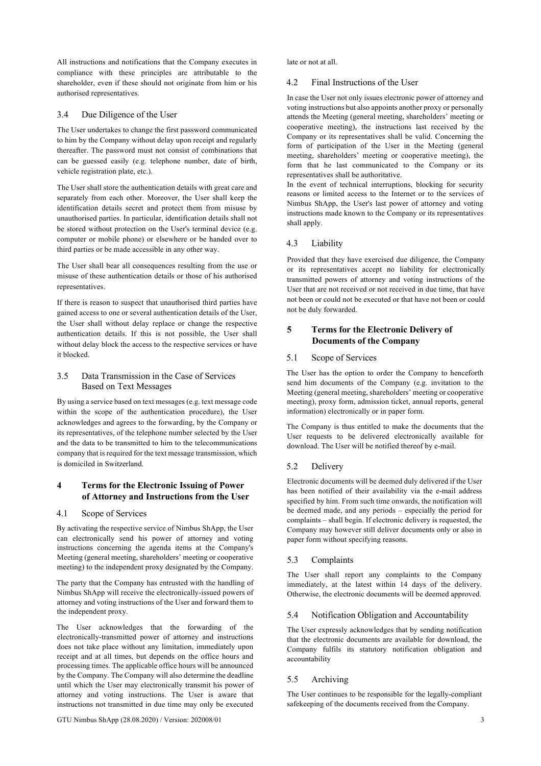All instructions and notifications that the Company executes in compliance with these principles are attributable to the shareholder, even if these should not originate from him or his authorised representatives.

### 3.4 Due Diligence of the User

The User undertakes to change the first password communicated to him by the Company without delay upon receipt and regularly thereafter. The password must not consist of combinations that can be guessed easily (e.g. telephone number, date of birth, vehicle registration plate, etc.).

The User shall store the authentication details with great care and separately from each other. Moreover, the User shall keep the identification details secret and protect them from misuse by unauthorised parties. In particular, identification details shall not be stored without protection on the User's terminal device (e.g. computer or mobile phone) or elsewhere or be handed over to third parties or be made accessible in any other way.

The User shall bear all consequences resulting from the use or misuse of these authentication details or those of his authorised representatives.

If there is reason to suspect that unauthorised third parties have gained access to one or several authentication details of the User, the User shall without delay replace or change the respective authentication details. If this is not possible, the User shall without delay block the access to the respective services or have it blocked.

### 3.5 Data Transmission in the Case of Services Based on Text Messages

By using a service based on text messages (e.g. text message code within the scope of the authentication procedure), the User acknowledges and agrees to the forwarding, by the Company or its representatives, of the telephone number selected by the User and the data to be transmitted to him to the telecommunications company that is required for the text message transmission, which is domiciled in Switzerland.

## 4 Terms for the Electronic Issuing of Power of Attorney and Instructions from the User

### 4.1 Scope of Services

By activating the respective service of Nimbus ShApp, the User can electronically send his power of attorney and voting instructions concerning the agenda items at the Company's Meeting (general meeting, shareholders' meeting or cooperative meeting) to the independent proxy designated by the Company.

The party that the Company has entrusted with the handling of Nimbus ShApp will receive the electronically-issued powers of attorney and voting instructions of the User and forward them to the independent proxy.

The User acknowledges that the forwarding of the electronically-transmitted power of attorney and instructions does not take place without any limitation, immediately upon receipt and at all times, but depends on the office hours and processing times. The applicable office hours will be announced by the Company. The Company will also determine the deadline until which the User may electronically transmit his power of attorney and voting instructions. The User is aware that instructions not transmitted in due time may only be executed late or not at all.

### 4.2 Final Instructions of the User

In case the User not only issues electronic power of attorney and voting instructions but also appoints another proxy or personally attends the Meeting (general meeting, shareholders' meeting or cooperative meeting), the instructions last received by the Company or its representatives shall be valid. Concerning the form of participation of the User in the Meeting (general meeting, shareholders' meeting or cooperative meeting), the form that he last communicated to the Company or its representatives shall be authoritative.
In the event of technical interruptions, blocking for security reasons or limited access to the Internet or to the services of Nimbus ShApp, the User's last power of attorney and voting instructions made known to the Company or its representatives shall apply.

### 4.3 Liability

Provided that they have exercised due diligence, the Company or its representatives accept no liability for electronically transmitted powers of attorney and voting instructions of the User that are not received or not received in due time, that have not been or could not be executed or that have not been or could not be duly forwarded.

## 5 Terms for the Electronic Delivery of Documents of the Company

### 5.1 Scope of Services

The User has the option to order the Company to henceforth send him documents of the Company (e.g. invitation to the Meeting (general meeting, shareholders' meeting or cooperative meeting), proxy form, admission ticket, annual reports, general information) electronically or in paper form.

The Company is thus entitled to make the documents that the User requests to be delivered electronically available for download. The User will be notified thereof by e-mail.

### 5.2 Delivery

Electronic documents will be deemed duly delivered if the User has been notified of their availability via the e-mail address specified by him. From such time onwards, the notification will be deemed made, and any periods – especially the period for complaints – shall begin. If electronic delivery is requested, the Company may however still deliver documents only or also in paper form without specifying reasons.

### 5.3 Complaints

The User shall report any complaints to the Company immediately, at the latest within 14 days of the delivery. Otherwise, the electronic documents will be deemed approved.

### 5.4 Notification Obligation and Accountability

The User expressly acknowledges that by sending notification that the electronic documents are available for download, the Company fulfils its statutory notification obligation and accountability

### 5.5 Archiving

The User continues to be responsible for the legally-compliant safekeeping of the documents received from the Company.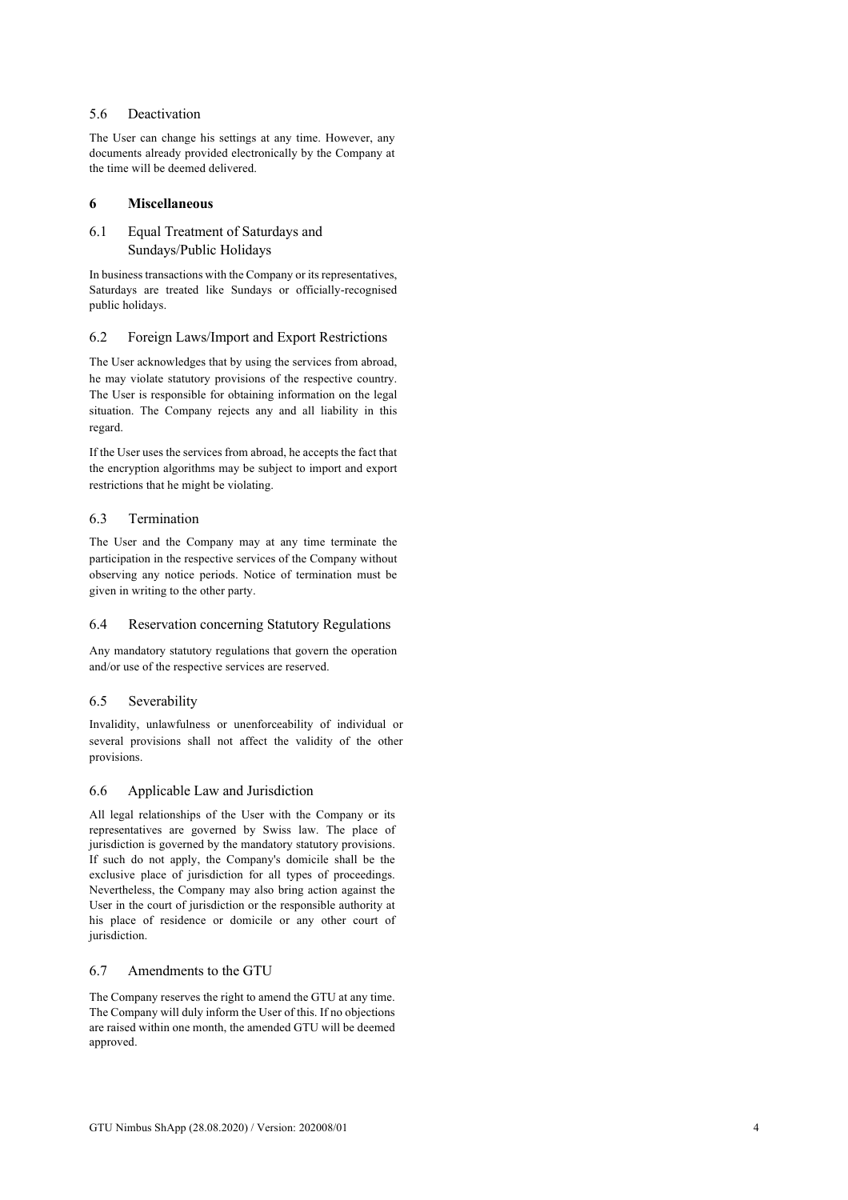### 5.6 Deactivation

The User can change his settings at any time. However, any documents already provided electronically by the Company at the time will be deemed delivered.

## 6 Miscellaneous

### 6.1 Equal Treatment of Saturdays and Sundays/Public Holidays

In business transactions with the Company or its representatives, Saturdays are treated like Sundays or officially-recognised public holidays.

### 6.2 Foreign Laws/Import and Export Restrictions

The User acknowledges that by using the services from abroad, he may violate statutory provisions of the respective country. The User is responsible for obtaining information on the legal situation. The Company rejects any and all liability in this regard.

If the User uses the services from abroad, he accepts the fact that the encryption algorithms may be subject to import and export restrictions that he might be violating.

### 6.3 Termination

The User and the Company may at any time terminate the participation in the respective services of the Company without observing any notice periods. Notice of termination must be given in writing to the other party.

### 6.4 Reservation concerning Statutory Regulations

Any mandatory statutory regulations that govern the operation and/or use of the respective services are reserved.

### 6.5 Severability

Invalidity, unlawfulness or unenforceability of individual or several provisions shall not affect the validity of the other provisions.

### 6.6 Applicable Law and Jurisdiction

All legal relationships of the User with the Company or its representatives are governed by Swiss law. The place of jurisdiction is governed by the mandatory statutory provisions. If such do not apply, the Company's domicile shall be the exclusive place of jurisdiction for all types of proceedings. Nevertheless, the Company may also bring action against the User in the court of jurisdiction or the responsible authority at his place of residence or domicile or any other court of jurisdiction.

### 6.7 Amendments to the GTU

The Company reserves the right to amend the GTU at any time. The Company will duly inform the User of this. If no objections are raised within one month, the amended GTU will be deemed approved.